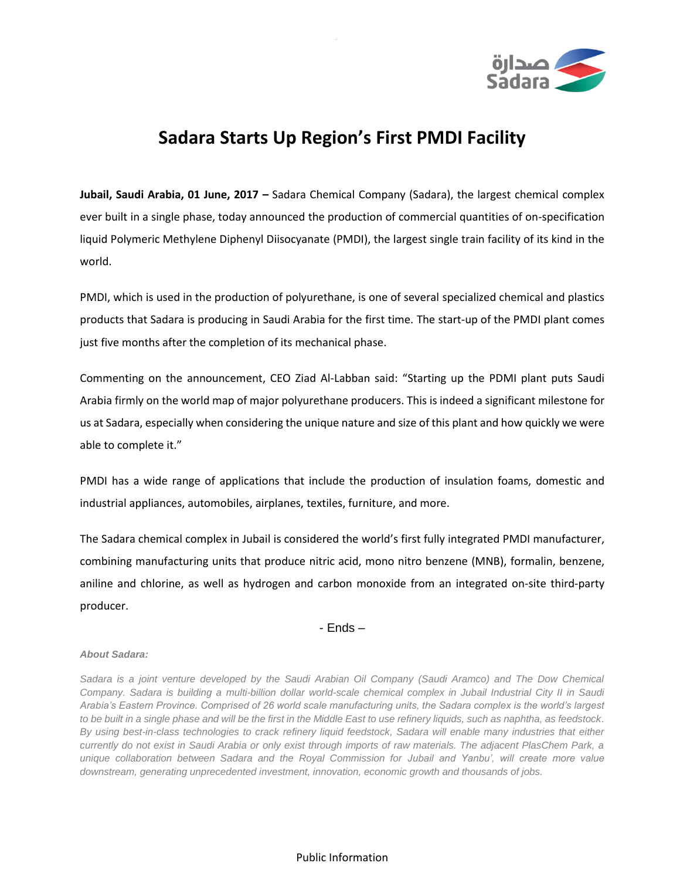# Sadara Starts Up Region's First PMDI Facility

**Jubail, Saudi Arabia, 01 June, 2017 –** Sadara Chemical Company (Sadara), the largest chemical complex ever built in a single phase, today announced the production of commercial quantities of on-specification liquid Polymeric Methylene Diphenyl Diisocyanate (PMDI), the largest single train facility of its kind in the world.

PMDI, which is used in the production of polyurethane, is one of several specialized chemical and plastics products that Sadara is producing in Saudi Arabia for the first time. The start-up of the PMDI plant comes just five months after the completion of its mechanical phase.

Commenting on the announcement, CEO Ziad Al-Labban said: "Starting up the PDMI plant puts Saudi Arabia firmly on the world map of major polyurethane producers. This is indeed a significant milestone for us at Sadara, especially when considering the unique nature and size of this plant and how quickly we were able to complete it."

PMDI has a wide range of applications that include the production of insulation foams, domestic and industrial appliances, automobiles, airplanes, textiles, furniture, and more.

The Sadara chemical complex in Jubail is considered the world's first fully integrated PMDI manufacturer, combining manufacturing units that produce nitric acid, mono nitro benzene (MNB), formalin, benzene, aniline and chlorine, as well as hydrogen and carbon monoxide from an integrated on-site third-party producer.

- Ends –

***About Sadara:***

*Sadara is a joint venture developed by the Saudi Arabian Oil Company (Saudi Aramco) and The Dow Chemical Company. Sadara is building a multi-billion dollar world-scale chemical complex in Jubail Industrial City II in Saudi Arabia's Eastern Province. Comprised of 26 world scale manufacturing units, the Sadara complex is the world's largest to be built in a single phase and will be the first in the Middle East to use refinery liquids, such as naphtha, as feedstock. By using best-in-class technologies to crack refinery liquid feedstock, Sadara will enable many industries that either currently do not exist in Saudi Arabia or only exist through imports of raw materials. The adjacent PlasChem Park, a unique collaboration between Sadara and the Royal Commission for Jubail and Yanbu', will create more value downstream, generating unprecedented investment, innovation, economic growth and thousands of jobs.*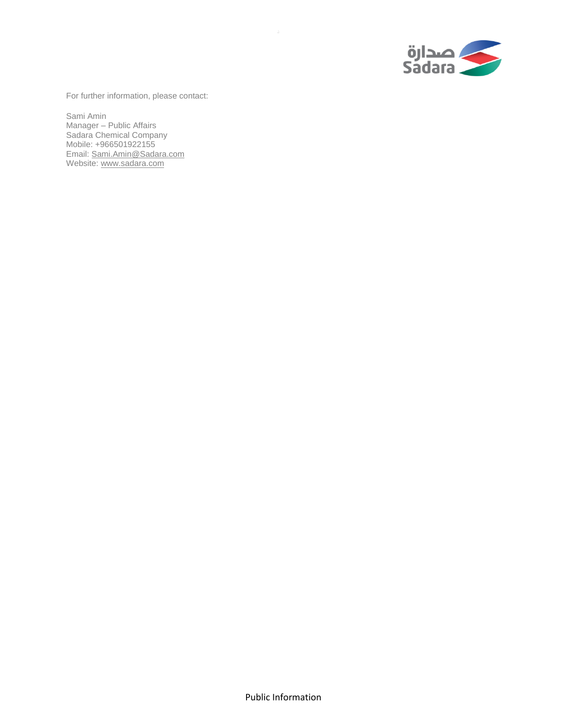For further information, please contact:

Sami Amin
Manager – Public Affairs
Sadara Chemical Company
Mobile: +966501922155
Email: Sami.Amin@Sadara.com
Website: www.sadara.com

Public Information